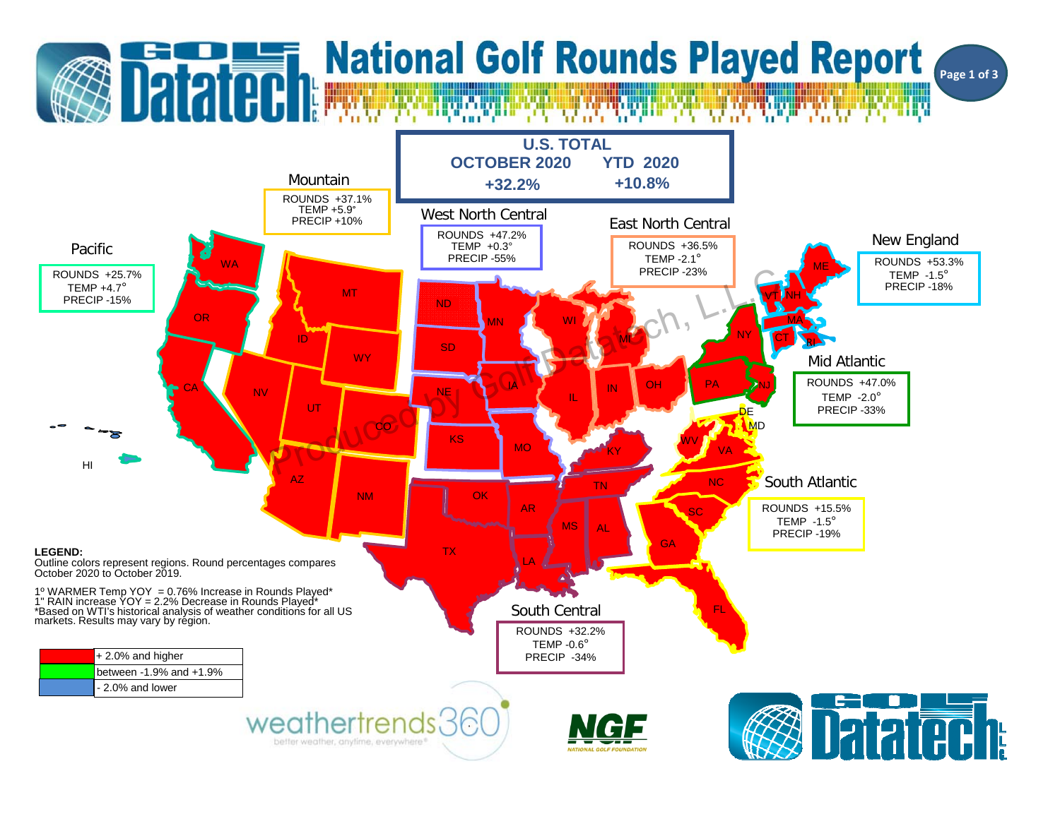# National Golf Rounds Played Report

## U.S. TOTAL

| OCTOBER 2020 | YTD 2020 |
|---|---|
| +32.2% | +10.8% |

### Mountain
ROUNDS +37.1%
TEMP +5.9°
PRECIP +10%

### West North Central
ROUNDS +47.2%
TEMP +0.3°
PRECIP -55%

### East North Central
ROUNDS +36.5%
TEMP -2.1°
PRECIP -23%

### New England
ROUNDS +53.3%
TEMP -1.5°
PRECIP -18%

### Pacific
ROUNDS +25.7%
TEMP +4.7°
PRECIP -15%

### Mid Atlantic
ROUNDS +47.0%
TEMP -2.0°
PRECIP -33%

### South Atlantic
ROUNDS +15.5%
TEMP -1.5°
PRECIP -19%

### South Central
ROUNDS +32.2%
TEMP -0.6°
PRECIP -34%

WA, OR, CA, HI, ID, MT, WY, NV, UT, CO, AZ, NM, ND, SD, NE, KS, MN, IA, MO, WI, MI, IL, IN, OH, KY, TN, OK, TX, AR, LA, MS, AL, GA, FL, SC, NC, VA, WV, MD, DE, PA, NJ, NY, VT, NH, ME, MA, CT, RI

Produced by Golf Datatech, L.L.C.

**LEGEND:**
Outline colors represent regions. Round percentages compares October 2020 to October 2019.

1º WARMER Temp YOY = 0.76% Increase in Rounds Played*
1" RAIN increase YOY = 2.2% Decrease in Rounds Played*
*Based on WTI's historical analysis of weather conditions for all US markets. Results may vary by region.

| Color | Range |
|---|---|
| Red | + 2.0% and higher |
| Green | between -1.9% and +1.9% |
| Blue | - 2.0% and lower |

weathertrends360 — better weather, anytime, everywhere®

NGF NATIONAL GOLF FOUNDATION

Golf Datatech L.L.C.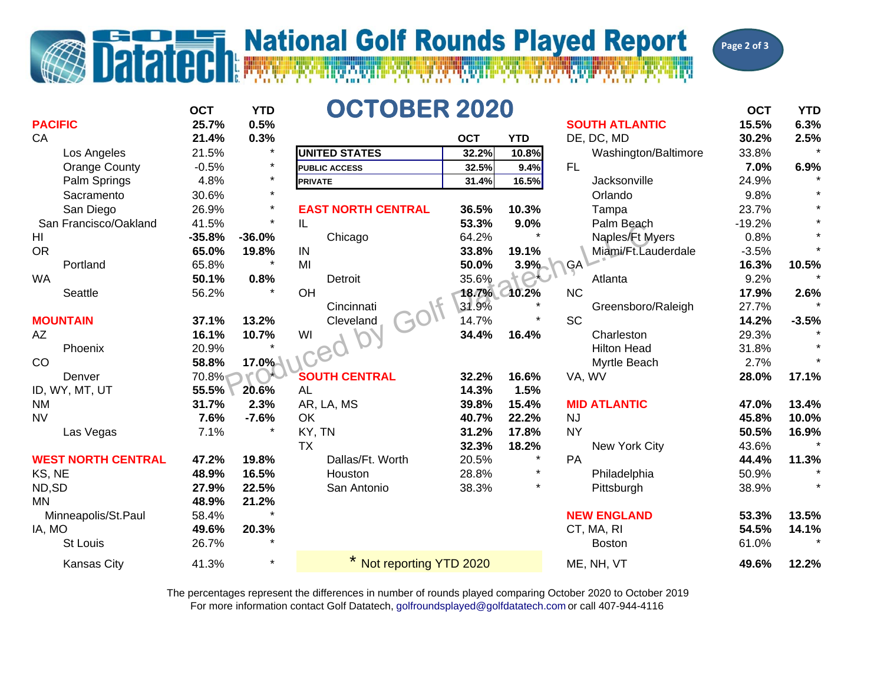# National Golf Rounds Played Report

## OCTOBER 2020

| | OCT | YTD |
|---|---|---|
| **UNITED STATES** | **32.2%** | **10.8%** |
| **PUBLIC ACCESS** | **32.5%** | **9.4%** |
| **PRIVATE** | **31.4%** | **16.5%** |

| | OCT | YTD |
|---|---|---|
| **PACIFIC** | **25.7%** | **0.5%** |
| CA | **21.4%** | **0.3%** |
| Los Angeles | 21.5% | * |
| Orange County | -0.5% | * |
| Palm Springs | 4.8% | * |
| Sacramento | 30.6% | * |
| San Diego | 26.9% | * |
| San Francisco/Oakland | 41.5% | * |
| HI | **-35.8%** | **-36.0%** |
| OR | **65.0%** | **19.8%** |
| Portland | 65.8% | * |
| WA | **50.1%** | **0.8%** |
| Seattle | 56.2% | * |
| **MOUNTAIN** | **37.1%** | **13.2%** |
| AZ | **16.1%** | **10.7%** |
| Phoenix | 20.9% | * |
| CO | **58.8%** | **17.0%** |
| Denver | 70.8% | * |
| ID, WY, MT, UT | **55.5%** | **20.6%** |
| NM | **31.7%** | **2.3%** |
| NV | **7.6%** | **-7.6%** |
| Las Vegas | 7.1% | * |
| **WEST NORTH CENTRAL** | **47.2%** | **19.8%** |
| KS, NE | **48.9%** | **16.5%** |
| ND,SD | **27.9%** | **22.5%** |
| MN | **48.9%** | **21.2%** |
| Minneapolis/St.Paul | 58.4% | * |
| IA, MO | **49.6%** | **20.3%** |
| St Louis | 26.7% | * |
| Kansas City | 41.3% | * |

| | OCT | YTD |
|---|---|---|
| **EAST NORTH CENTRAL** | **36.5%** | **10.3%** |
| IL | **53.3%** | **9.0%** |
| Chicago | 64.2% | * |
| IN | **33.8%** | **19.1%** |
| MI | **50.0%** | **3.9%** |
| Detroit | 35.6% | * |
| OH | **18.7%** | **10.2%** |
| Cincinnati | 31.9% | * |
| Cleveland | 14.7% | * |
| WI | **34.4%** | **16.4%** |
| **SOUTH CENTRAL** | **32.2%** | **16.6%** |
| AL | **14.3%** | **1.5%** |
| AR, LA, MS | **39.8%** | **15.4%** |
| OK | **40.7%** | **22.2%** |
| KY, TN | **31.2%** | **17.8%** |
| TX | **32.3%** | **18.2%** |
| Dallas/Ft. Worth | 20.5% | * |
| Houston | 28.8% | * |
| San Antonio | 38.3% | * |

| | OCT | YTD |
|---|---|---|
| **SOUTH ATLANTIC** | **15.5%** | **6.3%** |
| DE, DC, MD | **30.2%** | **2.5%** |
| Washington/Baltimore | 33.8% | * |
| FL | **7.0%** | **6.9%** |
| Jacksonville | 24.9% | * |
| Orlando | 9.8% | * |
| Tampa | 23.7% | * |
| Palm Beach | -19.2% | * |
| Naples/Ft Myers | 0.8% | * |
| Miami/Ft.Lauderdale | -3.5% | * |
| GA | **16.3%** | **10.5%** |
| Atlanta | 9.2% | * |
| NC | **17.9%** | **2.6%** |
| Greensboro/Raleigh | 27.7% | * |
| SC | **14.2%** | **-3.5%** |
| Charleston | 29.3% | * |
| Hilton Head | 31.8% | * |
| Myrtle Beach | 2.7% | * |
| VA, WV | **28.0%** | **17.1%** |
| **MID ATLANTIC** | **47.0%** | **13.4%** |
| NJ | **45.8%** | **10.0%** |
| NY | **50.5%** | **16.9%** |
| New York City | 43.6% | * |
| PA | **44.4%** | **11.3%** |
| Philadelphia | 50.9% | * |
| Pittsburgh | 38.9% | * |
| **NEW ENGLAND** | **53.3%** | **13.5%** |
| CT, MA, RI | **54.5%** | **14.1%** |
| Boston | 61.0% | * |
| ME, NH, VT | **49.6%** | **12.2%** |

* Not reporting YTD 2020

Produced by Golf Datatech, L.L.C.

The percentages represent the differences in number of rounds played comparing October 2020 to October 2019
For more information contact Golf Datatech, golfroundsplayed@golfdatatech.com or call 407-944-4116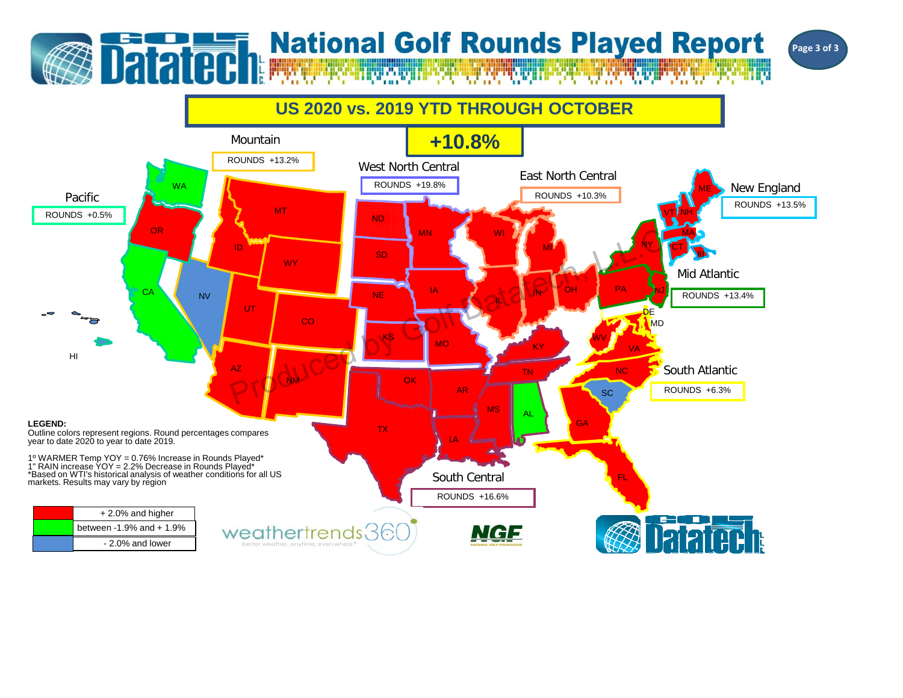# National Golf Rounds Played Report

## US 2020 vs. 2019 YTD THROUGH OCTOBER

**+10.8%**

Mountain
ROUNDS +13.2%

West North Central
ROUNDS +19.8%

East North Central
ROUNDS +10.3%

New England
ROUNDS +13.5%

Pacific
ROUNDS +0.5%

Mid Atlantic
ROUNDS +13.4%

South Atlantic
ROUNDS +6.3%

South Central
ROUNDS +16.6%

WA, OR, CA, NV, ID, MT, WY, UT, CO, AZ, NM, HI, ND, SD, NE, KS, MN, IA, MO, WI, MI, IL, IN, OH, KY, TN, OK, TX, AR, LA, MS, AL, GA, FL, SC, NC, VA, WV, PA, NY, NJ, DE, MD, ME, VT, NH, MA, CT, RI

Produced by Golf Datatech, L.L.C.

**LEGEND:**
Outline colors represent regions. Round percentages compares year to date 2020 to year to date 2019.

1º WARMER Temp YOY = 0.76% Increase in Rounds Played*
1" RAIN increase YOY = 2.2% Decrease in Rounds Played*
*Based on WTI's historical analysis of weather conditions for all US markets. Results may vary by region

+ 2.0% and higher
between -1.9% and + 1.9%
- 2.0% and lower

weathertrends360 — better weather, anytime, everywhere®

NGF — NATIONAL GOLF FOUNDATION

Golf Datatech L.L.C.